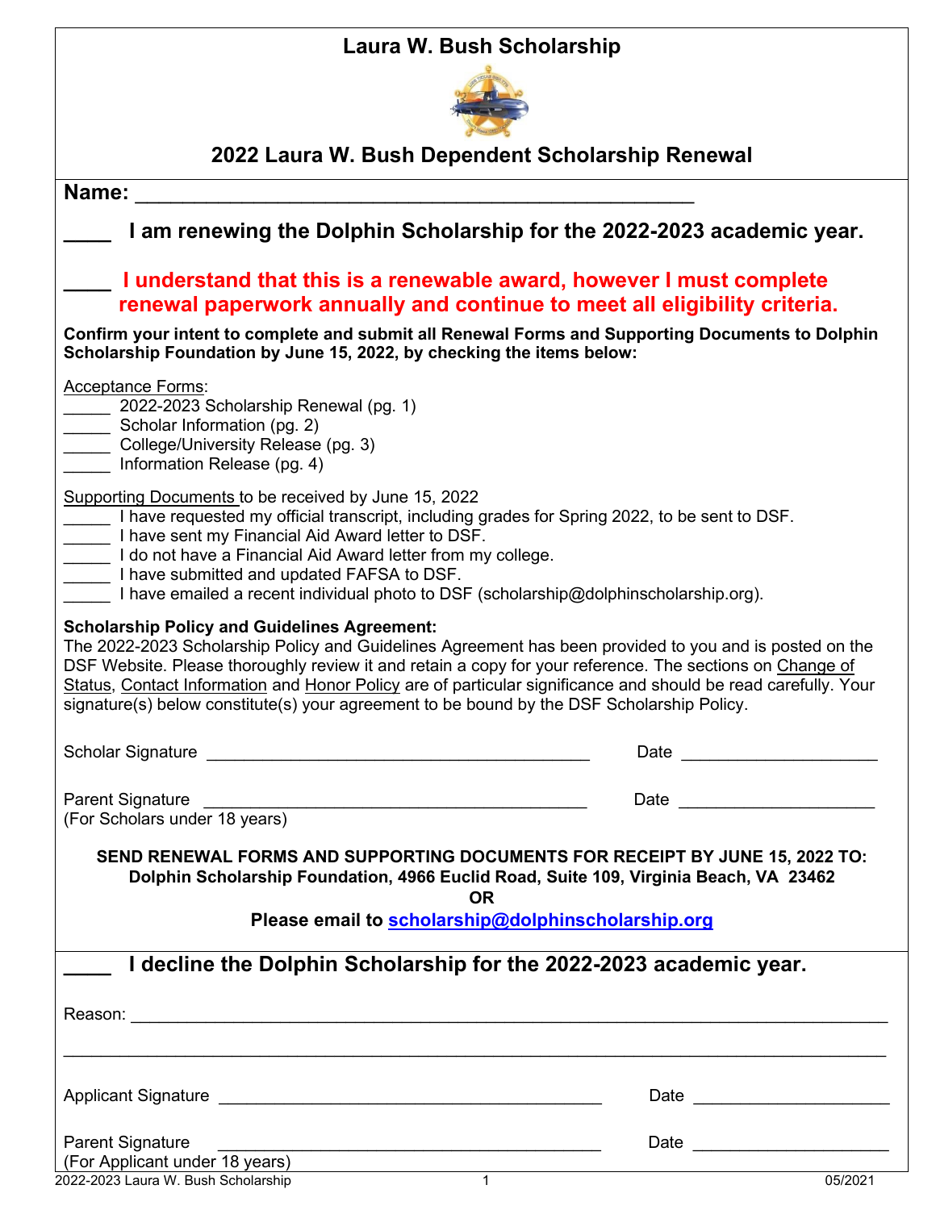# Laura W. Bush Scholarship

## 2022 Laura W. Bush Dependent Scholarship Renewal

**Name:** ______________________________________________

**____ I am renewing the Dolphin Scholarship for the 2022-2023 academic year.**

**____ I understand that this is a renewable award, however I must complete renewal paperwork annually and continue to meet all eligibility criteria.**

**Confirm your intent to complete and submit all Renewal Forms and Supporting Documents to Dolphin Scholarship Foundation by June 15, 2022, by checking the items below:**

Acceptance Forms:

_____ 2022-2023 Scholarship Renewal (pg. 1)
_____ Scholar Information (pg. 2)
_____ College/University Release (pg. 3)
_____ Information Release (pg. 4)

Supporting Documents to be received by June 15, 2022

_____ I have requested my official transcript, including grades for Spring 2022, to be sent to DSF.
_____ I have sent my Financial Aid Award letter to DSF.
_____ I do not have a Financial Aid Award letter from my college.
_____ I have submitted and updated FAFSA to DSF.
_____ I have emailed a recent individual photo to DSF (scholarship@dolphinscholarship.org).

**Scholarship Policy and Guidelines Agreement:**
The 2022-2023 Scholarship Policy and Guidelines Agreement has been provided to you and is posted on the DSF Website. Please thoroughly review it and retain a copy for your reference. The sections on Change of Status, Contact Information and Honor Policy are of particular significance and should be read carefully. Your signature(s) below constitute(s) your agreement to be bound by the DSF Scholarship Policy.

Scholar Signature ________________________________________ Date ____________________

Parent Signature ________________________________________ Date ____________________
(For Scholars under 18 years)

**SEND RENEWAL FORMS AND SUPPORTING DOCUMENTS FOR RECEIPT BY JUNE 15, 2022 TO:**
**Dolphin Scholarship Foundation, 4966 Euclid Road, Suite 109, Virginia Beach, VA 23462**
**OR**
**Please email to scholarship@dolphinscholarship.org**

**____ I decline the Dolphin Scholarship for the 2022-2023 academic year.**

Reason: ________________________________________________________________________

________________________________________________________________________________

Applicant Signature ________________________________________ Date ____________________

Parent Signature ________________________________________ Date ____________________
(For Applicant under 18 years)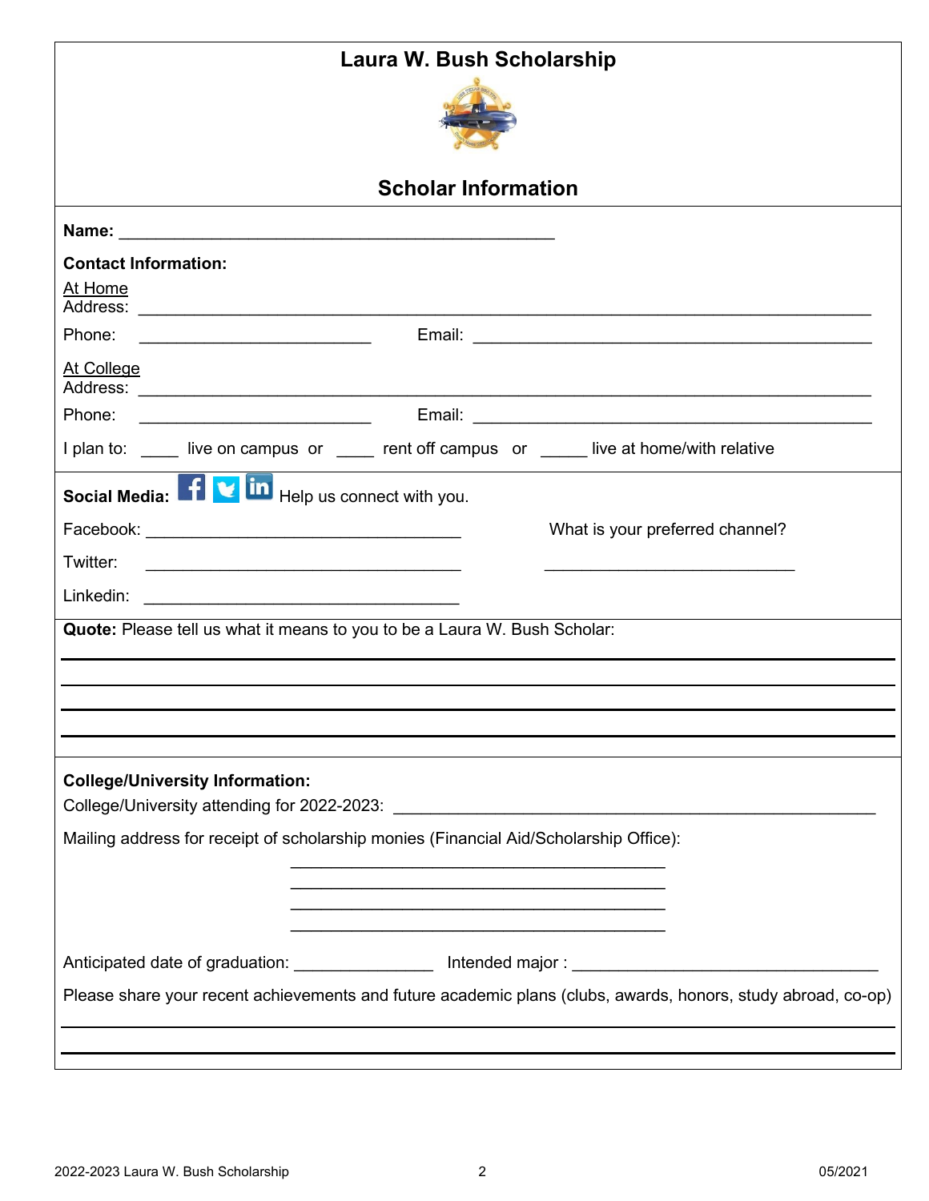# Laura W. Bush Scholarship

## Scholar Information

**Name:** ____________________________________________

**Contact Information:**

At Home

Address: ____________________________________________________________________________

Phone: _________________________ Email: ____________________________________________

At College

Address: ____________________________________________________________________________

Phone: _________________________ Email: ____________________________________________

I plan to: ____ live on campus or ____ rent off campus or _____ live at home/with relative

**Social Media:** Help us connect with you.

Facebook: __________________________________

Twitter: __________________________________

Linkedin: __________________________________

What is your preferred channel?

___________________________

**Quote:** Please tell us what it means to you to be a Laura W. Bush Scholar:

______________________________________________________________________________

______________________________________________________________________________

______________________________________________________________________________

______________________________________________________________________________

**College/University Information:**

College/University attending for 2022-2023: ____________________________________________________

Mailing address for receipt of scholarship monies (Financial Aid/Scholarship Office):

________________________________________

________________________________________

________________________________________

________________________________________

Anticipated date of graduation: _______________ Intended major : __________________________________

Please share your recent achievements and future academic plans (clubs, awards, honors, study abroad, co-op)

______________________________________________________________________________

______________________________________________________________________________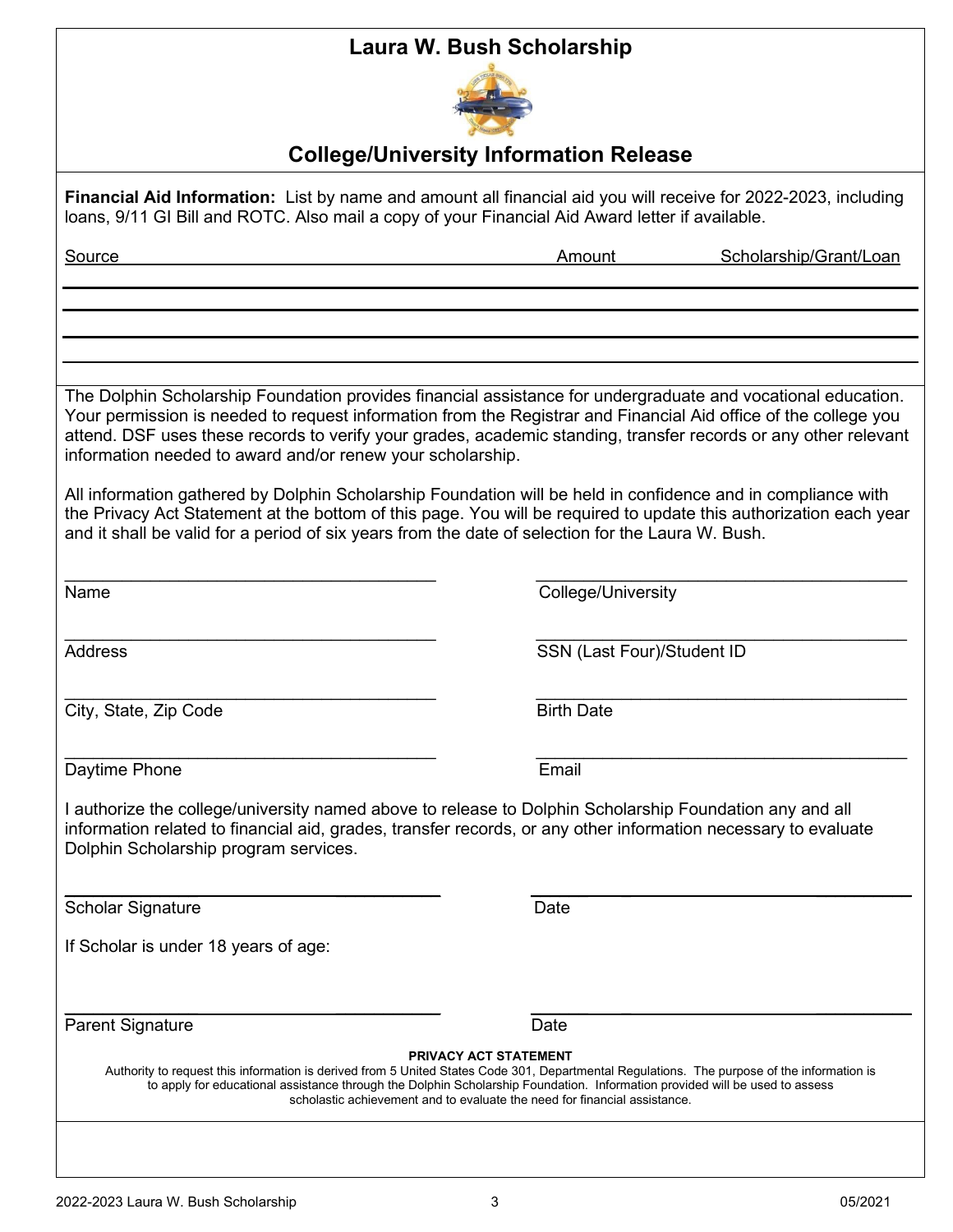# Laura W. Bush Scholarship

## College/University Information Release

**Financial Aid Information:** List by name and amount all financial aid you will receive for 2022-2023, including loans, 9/11 GI Bill and ROTC. Also mail a copy of your Financial Aid Award letter if available.

| Source | Amount | Scholarship/Grant/Loan |
|---|---|---|
| | | |
| | | |
| | | |
| | | |

The Dolphin Scholarship Foundation provides financial assistance for undergraduate and vocational education. Your permission is needed to request information from the Registrar and Financial Aid office of the college you attend. DSF uses these records to verify your grades, academic standing, transfer records or any other relevant information needed to award and/or renew your scholarship.

All information gathered by Dolphin Scholarship Foundation will be held in confidence and in compliance with the Privacy Act Statement at the bottom of this page. You will be required to update this authorization each year and it shall be valid for a period of six years from the date of selection for the Laura W. Bush.

Name ______________________ College/University ______________________

Address ______________________ SSN (Last Four)/Student ID ______________________

City, State, Zip Code ______________________ Birth Date ______________________

Daytime Phone ______________________ Email ______________________

I authorize the college/university named above to release to Dolphin Scholarship Foundation any and all information related to financial aid, grades, transfer records, or any other information necessary to evaluate Dolphin Scholarship program services.

Scholar Signature ______________________ Date ______________________

If Scholar is under 18 years of age:

Parent Signature ______________________ Date ______________________

**PRIVACY ACT STATEMENT**

Authority to request this information is derived from 5 United States Code 301, Departmental Regulations. The purpose of the information is to apply for educational assistance through the Dolphin Scholarship Foundation. Information provided will be used to assess scholastic achievement and to evaluate the need for financial assistance.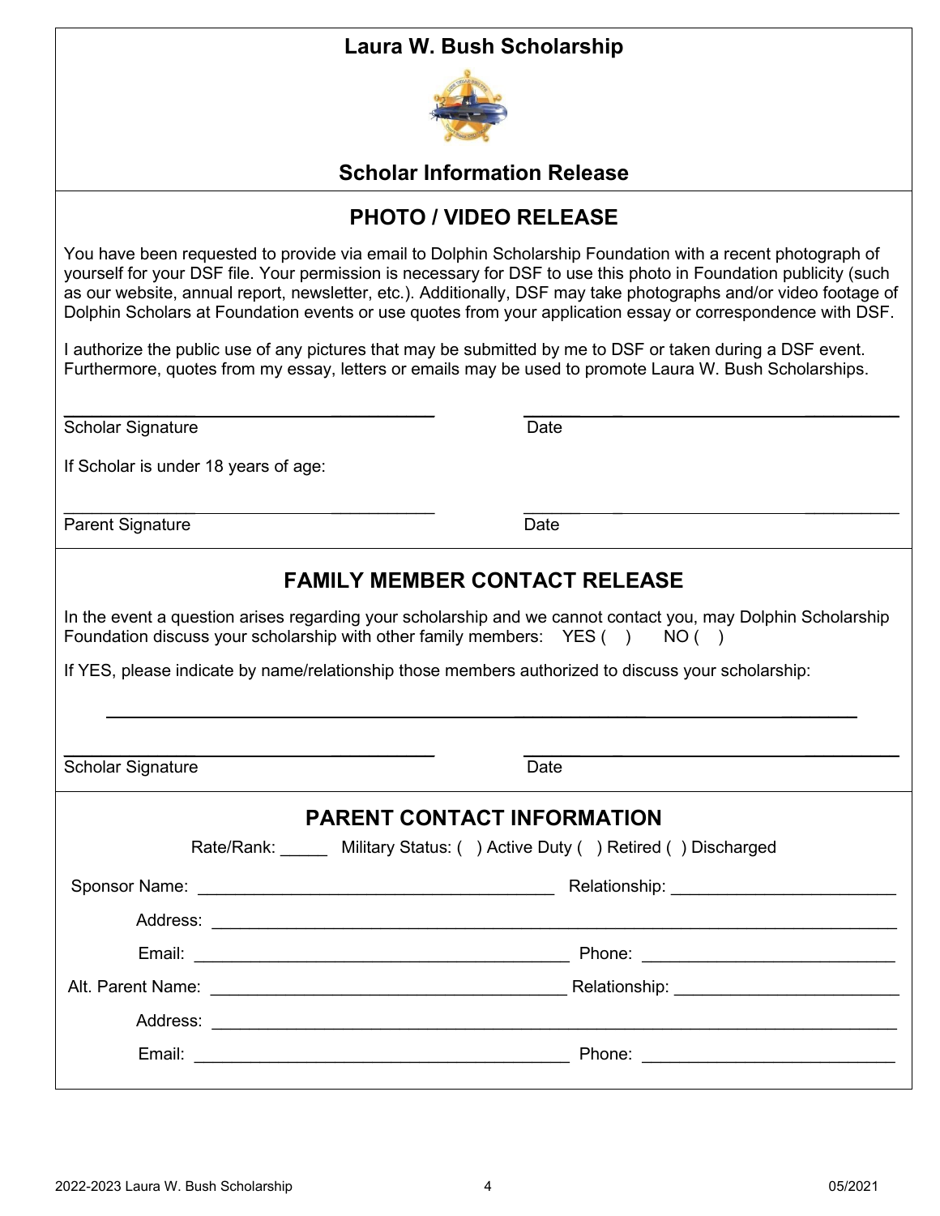# Laura W. Bush Scholarship

## Scholar Information Release

## PHOTO / VIDEO RELEASE

You have been requested to provide via email to Dolphin Scholarship Foundation with a recent photograph of yourself for your DSF file. Your permission is necessary for DSF to use this photo in Foundation publicity (such as our website, annual report, newsletter, etc.). Additionally, DSF may take photographs and/or video footage of Dolphin Scholars at Foundation events or use quotes from your application essay or correspondence with DSF.

I authorize the public use of any pictures that may be submitted by me to DSF or taken during a DSF event. Furthermore, quotes from my essay, letters or emails may be used to promote Laura W. Bush Scholarships.

\_\_\_\_\_\_\_\_\_\_\_\_\_\_\_\_\_\_\_\_\_\_\_\_\_\_\_\_\_\_\_\_ \_\_\_\_\_\_\_\_\_\_\_\_\_\_\_\_\_\_\_\_\_\_\_\_\_\_\_\_\_\_\_\_

Scholar Signature Date

If Scholar is under 18 years of age:

\_\_\_\_\_\_\_\_\_\_\_\_\_\_\_\_\_\_\_\_\_\_\_\_\_\_\_\_\_\_\_\_ \_\_\_\_\_\_\_\_\_\_\_\_\_\_\_\_\_\_\_\_\_\_\_\_\_\_\_\_\_\_\_\_

Parent Signature Date

## FAMILY MEMBER CONTACT RELEASE

In the event a question arises regarding your scholarship and we cannot contact you, may Dolphin Scholarship Foundation discuss your scholarship with other family members: YES ( ) NO ( )

If YES, please indicate by name/relationship those members authorized to discuss your scholarship:

\_\_\_\_\_\_\_\_\_\_\_\_\_\_\_\_\_\_\_\_\_\_\_\_\_\_\_\_\_\_\_\_\_\_\_\_\_\_\_\_\_\_\_\_\_\_\_\_\_\_\_\_\_\_\_\_\_\_\_\_

\_\_\_\_\_\_\_\_\_\_\_\_\_\_\_\_\_\_\_\_\_\_\_\_\_\_\_\_\_\_\_\_ \_\_\_\_\_\_\_\_\_\_\_\_\_\_\_\_\_\_\_\_\_\_\_\_\_\_\_\_\_\_\_\_

Scholar Signature Date

## PARENT CONTACT INFORMATION

Rate/Rank: \_\_\_\_\_ Military Status: ( ) Active Duty ( ) Retired ( ) Discharged

Sponsor Name: \_\_\_\_\_\_\_\_\_\_\_\_\_\_\_\_\_\_\_\_\_\_\_\_\_\_\_\_\_\_\_\_\_\_\_\_\_\_ Relationship: \_\_\_\_\_\_\_\_\_\_\_\_\_\_\_\_\_\_\_\_\_\_\_\_

Address: \_\_\_\_\_\_\_\_\_\_\_\_\_\_\_\_\_\_\_\_\_\_\_\_\_\_\_\_\_\_\_\_\_\_\_\_\_\_\_\_\_\_\_\_\_\_\_\_\_\_\_\_\_\_\_\_\_\_\_\_\_\_\_\_\_\_\_\_

Email: \_\_\_\_\_\_\_\_\_\_\_\_\_\_\_\_\_\_\_\_\_\_\_\_\_\_\_\_\_\_\_\_\_\_\_\_\_\_\_\_ Phone: \_\_\_\_\_\_\_\_\_\_\_\_\_\_\_\_\_\_\_\_\_\_\_\_\_\_\_

Alt. Parent Name: \_\_\_\_\_\_\_\_\_\_\_\_\_\_\_\_\_\_\_\_\_\_\_\_\_\_\_\_\_\_\_\_\_\_\_\_\_\_ Relationship: \_\_\_\_\_\_\_\_\_\_\_\_\_\_\_\_\_\_\_\_\_\_\_\_

Address: \_\_\_\_\_\_\_\_\_\_\_\_\_\_\_\_\_\_\_\_\_\_\_\_\_\_\_\_\_\_\_\_\_\_\_\_\_\_\_\_\_\_\_\_\_\_\_\_\_\_\_\_\_\_\_\_\_\_\_\_\_\_\_\_\_\_\_\_

Email: \_\_\_\_\_\_\_\_\_\_\_\_\_\_\_\_\_\_\_\_\_\_\_\_\_\_\_\_\_\_\_\_\_\_\_\_\_\_\_\_ Phone: \_\_\_\_\_\_\_\_\_\_\_\_\_\_\_\_\_\_\_\_\_\_\_\_\_\_\_